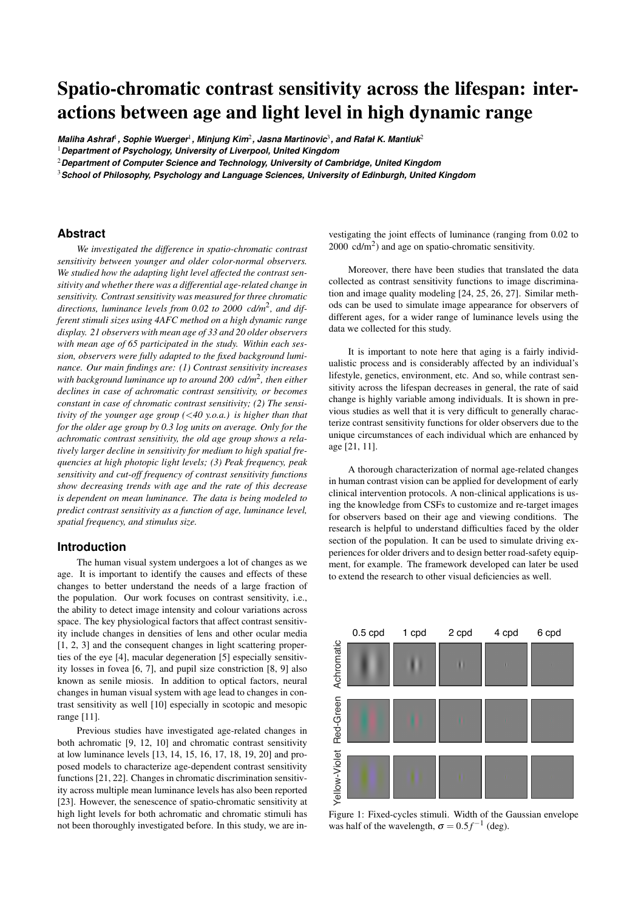# Spatio-chromatic contrast sensitivity across the lifespan: interactions between age and light level in high dynamic range

***Maliha Ashraf*[1]*, Sophie Wuerger*[1]*, Minjung Kim*[2]*, Jasna Martinovic*[3]*, and Rafał K. Mantiuk*[2]**

[1] **Department of Psychology, University of Liverpool, United Kingdom**

[2] **Department of Computer Science and Technology, University of Cambridge, United Kingdom**

[3] **School of Philosophy, Psychology and Language Sciences, University of Edinburgh, United Kingdom**

## Abstract

*We investigated the difference in spatio-chromatic contrast sensitivity between younger and older color-normal observers. We studied how the adapting light level affected the contrast sensitivity and whether there was a differential age-related change in sensitivity. Contrast sensitivity was measured for three chromatic directions, luminance levels from 0.02 to 2000 cd/m$^2$, and different stimuli sizes using 4AFC method on a high dynamic range display. 21 observers with mean age of 33 and 20 older observers with mean age of 65 participated in the study. Within each session, observers were fully adapted to the fixed background luminance. Our main findings are: (1) Contrast sensitivity increases with background luminance up to around 200 cd/m$^2$, then either declines in case of achromatic contrast sensitivity, or becomes constant in case of chromatic contrast sensitivity; (2) The sensitivity of the younger age group (<40 y.o.a.) is higher than that for the older age group by 0.3 log units on average. Only for the achromatic contrast sensitivity, the old age group shows a relatively larger decline in sensitivity for medium to high spatial frequencies at high photopic light levels; (3) Peak frequency, peak sensitivity and cut-off frequency of contrast sensitivity functions show decreasing trends with age and the rate of this decrease is dependent on mean luminance. The data is being modeled to predict contrast sensitivity as a function of age, luminance level, spatial frequency, and stimulus size.*

## Introduction

The human visual system undergoes a lot of changes as we age. It is important to identify the causes and effects of these changes to better understand the needs of a large fraction of the population. Our work focuses on contrast sensitivity, i.e., the ability to detect image intensity and colour variations across space. The key physiological factors that affect contrast sensitivity include changes in densities of lens and other ocular media [1, 2, 3] and the consequent changes in light scattering properties of the eye [4], macular degeneration [5] especially sensitivity losses in fovea [6, 7], and pupil size constriction [8, 9] also known as senile miosis. In addition to optical factors, neural changes in human visual system with age lead to changes in contrast sensitivity as well [10] especially in scotopic and mesopic range [11].

Previous studies have investigated age-related changes in both achromatic [9, 12, 10] and chromatic contrast sensitivity at low luminance levels [13, 14, 15, 16, 17, 18, 19, 20] and proposed models to characterize age-dependent contrast sensitivity functions [21, 22]. Changes in chromatic discrimination sensitivity across multiple mean luminance levels has also been reported [23]. However, the senescence of spatio-chromatic sensitivity at high light levels for both achromatic and chromatic stimuli has not been thoroughly investigated before. In this study, we are investigating the joint effects of luminance (ranging from 0.02 to 2000 cd/m$^2$) and age on spatio-chromatic sensitivity.

Moreover, there have been studies that translated the data collected as contrast sensitivity functions to image discrimination and image quality modeling [24, 25, 26, 27]. Similar methods can be used to simulate image appearance for observers of different ages, for a wider range of luminance levels using the data we collected for this study.

It is important to note here that aging is a fairly individualistic process and is considerably affected by an individual's lifestyle, genetics, environment, etc. And so, while contrast sensitivity across the lifespan decreases in general, the rate of said change is highly variable among individuals. It is shown in previous studies as well that it is very difficult to generally characterize contrast sensitivity functions for older observers due to the unique circumstances of each individual which are enhanced by age [21, 11].

A thorough characterization of normal age-related changes in human contrast vision can be applied for development of early clinical intervention protocols. A non-clinical applications is using the knowledge from CSFs to customize and re-target images for observers based on their age and viewing conditions. The research is helpful to understand difficulties faced by the older section of the population. It can be used to simulate driving experiences for older drivers and to design better road-safety equipment, for example. The framework developed can later be used to extend the research to other visual deficiencies as well.

Figure 1: Fixed-cycles stimuli. Width of the Gaussian envelope was half of the wavelength, $\sigma = 0.5f^{-1}$ (deg).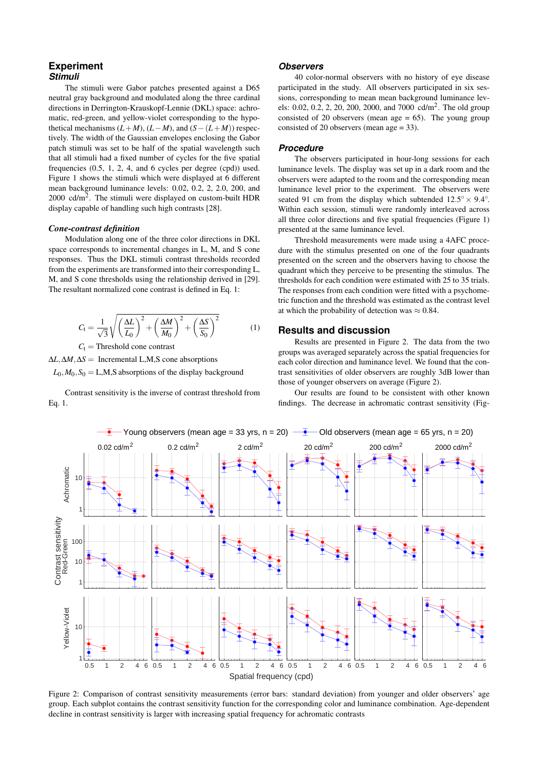## Experiment

### Stimuli

The stimuli were Gabor patches presented against a D65 neutral gray background and modulated along the three cardinal directions in Derrington-Krauskopf-Lennie (DKL) space: achromatic, red-green, and yellow-violet corresponding to the hypothetical mechanisms $(L+M)$, $(L-M)$, and $(S-(L+M))$ respectively. The width of the Gaussian envelopes enclosing the Gabor patch stimuli was set to be half of the spatial wavelength such that all stimuli had a fixed number of cycles for the five spatial frequencies (0.5, 1, 2, 4, and 6 cycles per degree (cpd)) used. Figure 1 shows the stimuli which were displayed at 6 different mean background luminance levels: 0.02, 0.2, 2, 2.0, 200, and 2000 cd/m$^2$. The stimuli were displayed on custom-built HDR display capable of handling such high contrasts [28].

### *Cone-contrast definition*

Modulation along one of the three color directions in DKL space corresponds to incremental changes in L, M, and S cone responses. Thus the DKL stimuli contrast thresholds recorded from the experiments are transformed into their corresponding L, M, and S cone thresholds using the relationship derived in [29]. The resultant normalized cone contrast is defined in Eq. 1:

$$C_t = \frac{1}{\sqrt{3}} \sqrt{\left(\frac{\Delta L}{L_0}\right)^2 + \left(\frac{\Delta M}{M_0}\right)^2 + \left(\frac{\Delta S}{S_0}\right)^2} \qquad (1)$$

$C_t =$ Threshold cone contrast

$\Delta L, \Delta M, \Delta S =$ Incremental L,M,S cone absorptions

$L_0, M_0, S_0 =$ L,M,S absorptions of the display background

Contrast sensitivity is the inverse of contrast threshold from Eq. 1.

### Observers

40 color-normal observers with no history of eye disease participated in the study. All observers participated in six sessions, corresponding to mean mean background luminance levels: 0.02, 0.2, 2, 20, 200, 2000, and 7000 cd/m$^2$. The old group consisted of 20 observers (mean age = 65). The young group consisted of 20 observers (mean age = 33).

### Procedure

The observers participated in hour-long sessions for each luminance levels. The display was set up in a dark room and the observers were adapted to the room and the corresponding mean luminance level prior to the experiment. The observers were seated 91 cm from the display which subtended $12.5° \times 9.4°$. Within each session, stimuli were randomly interleaved across all three color directions and five spatial frequencies (Figure 1) presented at the same luminance level.

Threshold measurements were made using a 4AFC procedure with the stimulus presented on one of the four quadrants presented on the screen and the observers having to choose the quadrant which they perceive to be presenting the stimulus. The thresholds for each condition were estimated with 25 to 35 trials. The responses from each condition were fitted with a psychometric function and the threshold was estimated as the contrast level at which the probability of detection was $\approx 0.84$.

## Results and discussion

Results are presented in Figure 2. The data from the two groups was averaged separately across the spatial frequencies for each color direction and luminance level. We found that the contrast sensitivities of older observers are roughly 3dB lower than those of younger observers on average (Figure 2).

Our results are found to be consistent with other known findings. The decrease in achromatic contrast sensitivity (Fig-

Figure 2: Comparison of contrast sensitivity measurements (error bars: standard deviation) from younger and older observers' age group. Each subplot contains the contrast sensitivity function for the corresponding color and luminance combination. Age-dependent decline in contrast sensitivity is larger with increasing spatial frequency for achromatic contrasts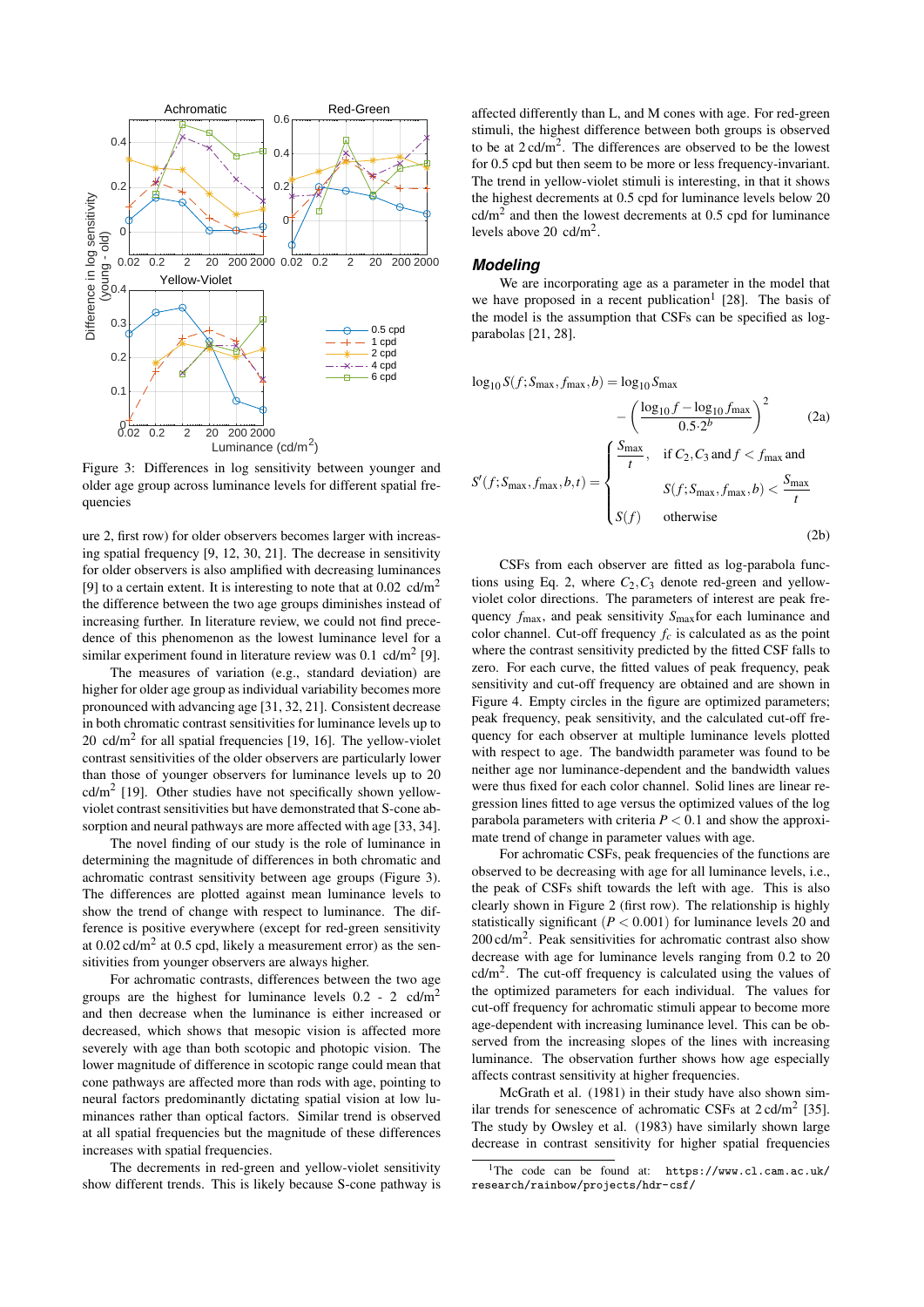Figure 3: Differences in log sensitivity between younger and older age group across luminance levels for different spatial frequencies

ure 2, first row) for older observers becomes larger with increasing spatial frequency [9, 12, 30, 21]. The decrease in sensitivity for older observers is also amplified with decreasing luminances [9] to a certain extent. It is interesting to note that at 0.02 cd/m$^2$ the difference between the two age groups diminishes instead of increasing further. In literature review, we could not find precedence of this phenomenon as the lowest luminance level for a similar experiment found in literature review was 0.1 cd/m$^2$ [9].

The measures of variation (e.g., standard deviation) are higher for older age group as individual variability becomes more pronounced with advancing age [31, 32, 21]. Consistent decrease in both chromatic contrast sensitivities for luminance levels up to 20 cd/m$^2$ for all spatial frequencies [19, 16]. The yellow-violet contrast sensitivities of the older observers are particularly lower than those of younger observers for luminance levels up to 20 cd/m$^2$ [19]. Other studies have not specifically shown yellow-violet contrast sensitivities but have demonstrated that S-cone absorption and neural pathways are more affected with age [33, 34].

The novel finding of our study is the role of luminance in determining the magnitude of differences in both chromatic and achromatic contrast sensitivity between age groups (Figure 3). The differences are plotted against mean luminance levels to show the trend of change with respect to luminance. The difference is positive everywhere (except for red-green sensitivity at 0.02 cd/m$^2$ at 0.5 cpd, likely a measurement error) as the sensitivities from younger observers are always higher.

For achromatic contrasts, differences between the two age groups are the highest for luminance levels 0.2 - 2 cd/m$^2$ and then decrease when the luminance is either increased or decreased, which shows that mesopic vision is affected more severely with age than both scotopic and photopic vision. The lower magnitude of difference in scotopic range could mean that cone pathways are affected more than rods with age, pointing to neural factors predominantly dictating spatial vision at low luminances rather than optical factors. Similar trend is observed at all spatial frequencies but the magnitude of these differences increases with spatial frequencies.

The decrements in red-green and yellow-violet sensitivity show different trends. This is likely because S-cone pathway is affected differently than L, and M cones with age. For red-green stimuli, the highest difference between both groups is observed to be at 2 cd/m$^2$. The differences are observed to be the lowest for 0.5 cpd but then seem to be more or less frequency-invariant. The trend in yellow-violet stimuli is interesting, in that it shows the highest decrements at 0.5 cpd for luminance levels below 20 cd/m$^2$ and then the lowest decrements at 0.5 cpd for luminance levels above 20 cd/m$^2$.

## Modeling

We are incorporating age as a parameter in the model that we have proposed in a recent publication[1] [28]. The basis of the model is the assumption that CSFs can be specified as log-parabolas [21, 28].

$$\log_{10} S(f; S_{\max}, f_{\max}, b) = \log_{10} S_{\max} - \left( \frac{\log_{10} f - \log_{10} f_{\max}}{0.5 \cdot 2^b} \right)^2 \tag{2a}$$

$$S'(f; S_{\max}, f_{\max}, b, t) = \begin{cases} \frac{S_{\max}}{t}, & \text{if } C_2, C_3 \text{ and } f < f_{\max} \text{ and } \\ & S(f; S_{\max}, f_{\max}, b) < \frac{S_{\max}}{t} \\ S(f) & \text{otherwise} \end{cases} \tag{2b}$$

CSFs from each observer are fitted as log-parabola functions using Eq. 2, where $C_2, C_3$ denote red-green and yellow-violet color directions. The parameters of interest are peak frequency $f_{\max}$, and peak sensitivity $S_{\max}$ for each luminance and color channel. Cut-off frequency $f_c$ is calculated as as the point where the contrast sensitivity predicted by the fitted CSF falls to zero. For each curve, the fitted values of peak frequency, peak sensitivity and cut-off frequency are obtained and are shown in Figure 4. Empty circles in the figure are optimized parameters; peak frequency, peak sensitivity, and the calculated cut-off frequency for each observer at multiple luminance levels plotted with respect to age. The bandwidth parameter was found to be neither age nor luminance-dependent and the bandwidth values were thus fixed for each color channel. Solid lines are linear regression lines fitted to age versus the optimized values of the log parabola parameters with criteria $P < 0.1$ and show the approximate trend of change in parameter values with age.

For achromatic CSFs, peak frequencies of the functions are observed to be decreasing with age for all luminance levels, i.e., the peak of CSFs shift towards the left with age. This is also clearly shown in Figure 2 (first row). The relationship is highly statistically significant ($P < 0.001$) for luminance levels 20 and 200 cd/m$^2$. Peak sensitivities for achromatic contrast also show decrease with age for luminance levels ranging from 0.2 to 20 cd/m$^2$. The cut-off frequency is calculated using the values of the optimized parameters for each individual. The values for cut-off frequency for achromatic stimuli appear to become more age-dependent with increasing luminance level. This can be observed from the increasing slopes of the lines with increasing luminance. The observation further shows how age especially affects contrast sensitivity at higher frequencies.

McGrath et al. (1981) in their study have also shown similar trends for senescence of achromatic CSFs at 2 cd/m$^2$ [35]. The study by Owsley et al. (1983) have similarly shown large decrease in contrast sensitivity for higher spatial frequencies

[1] The code can be found at: `https://www.cl.cam.ac.uk/research/rainbow/projects/hdr-csf/`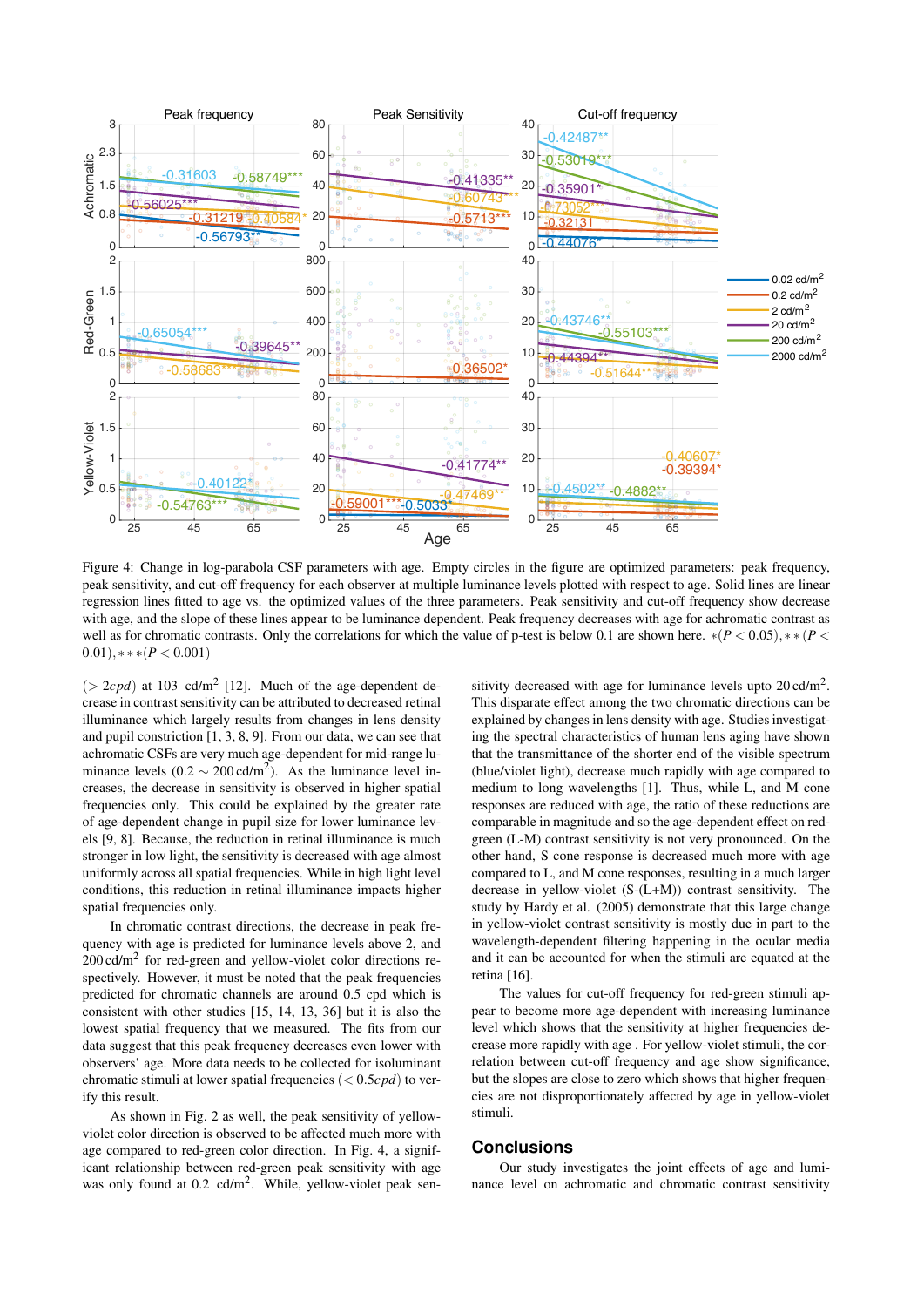Figure 4: Change in log-parabola CSF parameters with age. Empty circles in the figure are optimized parameters: peak frequency, peak sensitivity, and cut-off frequency for each observer at multiple luminance levels plotted with respect to age. Solid lines are linear regression lines fitted to age vs. the optimized values of the three parameters. Peak sensitivity and cut-off frequency show decrease with age, and the slope of these lines appear to be luminance dependent. Peak frequency decreases with age for achromatic contrast as well as for chromatic contrasts. Only the correlations for which the value of p-test is below 0.1 are shown here. $*(P < 0.05), **(P < 0.01), ***(P < 0.001)$

($> 2cpd$) at 103 cd/m$^2$ [12]. Much of the age-dependent decrease in contrast sensitivity can be attributed to decreased retinal illuminance which largely results from changes in lens density and pupil constriction [1, 3, 8, 9]. From our data, we can see that achromatic CSFs are very much age-dependent for mid-range luminance levels ($0.2 \sim 200$ cd/m$^2$). As the luminance level increases, the decrease in sensitivity is observed in higher spatial frequencies only. This could be explained by the greater rate of age-dependent change in pupil size for lower luminance levels [9, 8]. Because, the reduction in retinal illuminance is much stronger in low light, the sensitivity is decreased with age almost uniformly across all spatial frequencies. While in high light level conditions, this reduction in retinal illuminance impacts higher spatial frequencies only.

In chromatic contrast directions, the decrease in peak frequency with age is predicted for luminance levels above 2, and 200 cd/m$^2$ for red-green and yellow-violet color directions respectively. However, it must be noted that the peak frequencies predicted for chromatic channels are around 0.5 cpd which is consistent with other studies [15, 14, 13, 36] but it is also the lowest spatial frequency that we measured. The fits from our data suggest that this peak frequency decreases even lower with observers' age. More data needs to be collected for isoluminant chromatic stimuli at lower spatial frequencies ($< 0.5cpd$) to verify this result.

As shown in Fig. 2 as well, the peak sensitivity of yellow-violet color direction is observed to be affected much more with age compared to red-green color direction. In Fig. 4, a significant relationship between red-green peak sensitivity with age was only found at 0.2 cd/m$^2$. While, yellow-violet peak sensitivity decreased with age for luminance levels upto 20 cd/m$^2$. This disparate effect among the two chromatic directions can be explained by changes in lens density with age. Studies investigating the spectral characteristics of human lens aging have shown that the transmittance of the shorter end of the visible spectrum (blue/violet light), decrease much rapidly with age compared to medium to long wavelengths [1]. Thus, while L, and M cone responses are reduced with age, the ratio of these reductions are comparable in magnitude and so the age-dependent effect on red-green (L-M) contrast sensitivity is not very pronounced. On the other hand, S cone response is decreased much more with age compared to L, and M cone responses, resulting in a much larger decrease in yellow-violet (S-(L+M)) contrast sensitivity. The study by Hardy et al. (2005) demonstrate that this large change in yellow-violet contrast sensitivity is mostly due in part to the wavelength-dependent filtering happening in the ocular media and it can be accounted for when the stimuli are equated at the retina [16].

The values for cut-off frequency for red-green stimuli appear to become more age-dependent with increasing luminance level which shows that the sensitivity at higher frequencies decrease more rapidly with age . For yellow-violet stimuli, the correlation between cut-off frequency and age show significance, but the slopes are close to zero which shows that higher frequencies are not disproportionately affected by age in yellow-violet stimuli.

## Conclusions

Our study investigates the joint effects of age and luminance level on achromatic and chromatic contrast sensitivity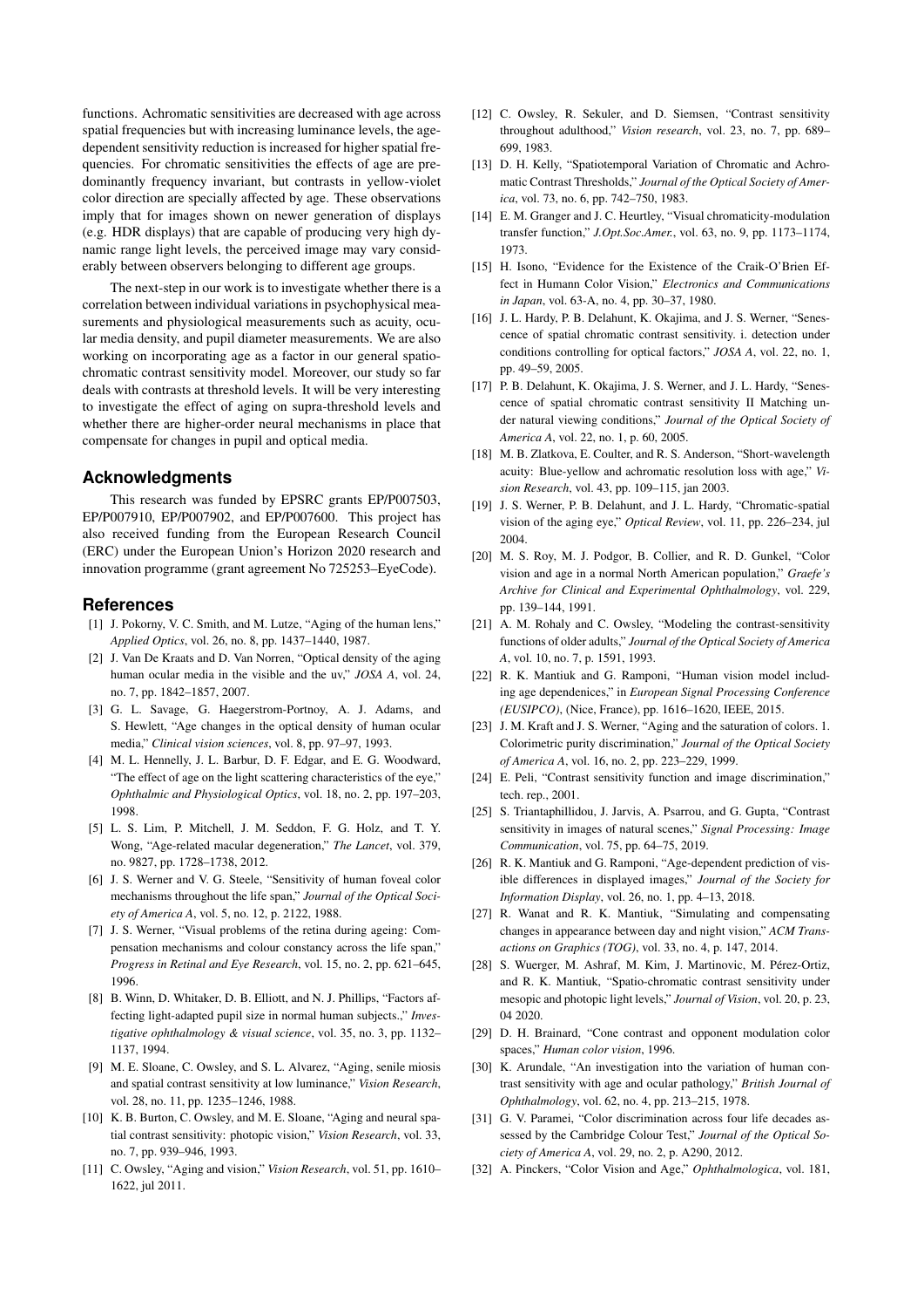functions. Achromatic sensitivities are decreased with age across spatial frequencies but with increasing luminance levels, the age-dependent sensitivity reduction is increased for higher spatial frequencies. For chromatic sensitivities the effects of age are predominantly frequency invariant, but contrasts in yellow-violet color direction are specially affected by age. These observations imply that for images shown on newer generation of displays (e.g. HDR displays) that are capable of producing very high dynamic range light levels, the perceived image may vary considerably between observers belonging to different age groups.

The next-step in our work is to investigate whether there is a correlation between individual variations in psychophysical measurements and physiological measurements such as acuity, ocular media density, and pupil diameter measurements. We are also working on incorporating age as a factor in our general spatio-chromatic contrast sensitivity model. Moreover, our study so far deals with contrasts at threshold levels. It will be very interesting to investigate the effect of aging on supra-threshold levels and whether there are higher-order neural mechanisms in place that compensate for changes in pupil and optical media.

## Acknowledgments

This research was funded by EPSRC grants EP/P007503, EP/P007910, EP/P007902, and EP/P007600. This project has also received funding from the European Research Council (ERC) under the European Union's Horizon 2020 research and innovation programme (grant agreement No 725253–EyeCode).

## References

[1] J. Pokorny, V. C. Smith, and M. Lutze, "Aging of the human lens," *Applied Optics*, vol. 26, no. 8, pp. 1437–1440, 1987.

[2] J. Van De Kraats and D. Van Norren, "Optical density of the aging human ocular media in the visible and the uv," *JOSA A*, vol. 24, no. 7, pp. 1842–1857, 2007.

[3] G. L. Savage, G. Haegerstrom-Portnoy, A. J. Adams, and S. Hewlett, "Age changes in the optical density of human ocular media," *Clinical vision sciences*, vol. 8, pp. 97–97, 1993.

[4] M. L. Hennelly, J. L. Barbur, D. F. Edgar, and E. G. Woodward, "The effect of age on the light scattering characteristics of the eye," *Ophthalmic and Physiological Optics*, vol. 18, no. 2, pp. 197–203, 1998.

[5] L. S. Lim, P. Mitchell, J. M. Seddon, F. G. Holz, and T. Y. Wong, "Age-related macular degeneration," *The Lancet*, vol. 379, no. 9827, pp. 1728–1738, 2012.

[6] J. S. Werner and V. G. Steele, "Sensitivity of human foveal color mechanisms throughout the life span," *Journal of the Optical Society of America A*, vol. 5, no. 12, p. 2122, 1988.

[7] J. S. Werner, "Visual problems of the retina during ageing: Compensation mechanisms and colour constancy across the life span," *Progress in Retinal and Eye Research*, vol. 15, no. 2, pp. 621–645, 1996.

[8] B. Winn, D. Whitaker, D. B. Elliott, and N. J. Phillips, "Factors affecting light-adapted pupil size in normal human subjects.," *Investigative ophthalmology & visual science*, vol. 35, no. 3, pp. 1132–1137, 1994.

[9] M. E. Sloane, C. Owsley, and S. L. Alvarez, "Aging, senile miosis and spatial contrast sensitivity at low luminance," *Vision Research*, vol. 28, no. 11, pp. 1235–1246, 1988.

[10] K. B. Burton, C. Owsley, and M. E. Sloane, "Aging and neural spatial contrast sensitivity: photopic vision," *Vision Research*, vol. 33, no. 7, pp. 939–946, 1993.

[11] C. Owsley, "Aging and vision," *Vision Research*, vol. 51, pp. 1610–1622, jul 2011.

[12] C. Owsley, R. Sekuler, and D. Siemsen, "Contrast sensitivity throughout adulthood," *Vision research*, vol. 23, no. 7, pp. 689–699, 1983.

[13] D. H. Kelly, "Spatiotemporal Variation of Chromatic and Achromatic Contrast Thresholds," *Journal of the Optical Society of America*, vol. 73, no. 6, pp. 742–750, 1983.

[14] E. M. Granger and J. C. Heurtley, "Visual chromaticity-modulation transfer function," *J.Opt.Soc.Amer.*, vol. 63, no. 9, pp. 1173–1174, 1973.

[15] H. Isono, "Evidence for the Existence of the Craik-O'Brien Effect in Humann Color Vision," *Electronics and Communications in Japan*, vol. 63-A, no. 4, pp. 30–37, 1980.

[16] J. L. Hardy, P. B. Delahunt, K. Okajima, and J. S. Werner, "Senescence of spatial chromatic contrast sensitivity. i. detection under conditions controlling for optical factors," *JOSA A*, vol. 22, no. 1, pp. 49–59, 2005.

[17] P. B. Delahunt, K. Okajima, J. S. Werner, and J. L. Hardy, "Senescence of spatial chromatic contrast sensitivity II Matching under natural viewing conditions," *Journal of the Optical Society of America A*, vol. 22, no. 1, p. 60, 2005.

[18] M. B. Zlatkova, E. Coulter, and R. S. Anderson, "Short-wavelength acuity: Blue-yellow and achromatic resolution loss with age," *Vision Research*, vol. 43, pp. 109–115, jan 2003.

[19] J. S. Werner, P. B. Delahunt, and J. L. Hardy, "Chromatic-spatial vision of the aging eye," *Optical Review*, vol. 11, pp. 226–234, jul 2004.

[20] M. S. Roy, M. J. Podgor, B. Collier, and R. D. Gunkel, "Color vision and age in a normal North American population," *Graefe's Archive for Clinical and Experimental Ophthalmology*, vol. 229, pp. 139–144, 1991.

[21] A. M. Rohaly and C. Owsley, "Modeling the contrast-sensitivity functions of older adults," *Journal of the Optical Society of America A*, vol. 10, no. 7, p. 1591, 1993.

[22] R. K. Mantiuk and G. Ramponi, "Human vision model including age dependencies," in *European Signal Processing Conference (EUSIPCO)*, (Nice, France), pp. 1616–1620, IEEE, 2015.

[23] J. M. Kraft and J. S. Werner, "Aging and the saturation of colors. 1. Colorimetric purity discrimination," *Journal of the Optical Society of America A*, vol. 16, no. 2, pp. 223–229, 1999.

[24] E. Peli, "Contrast sensitivity function and image discrimination," tech. rep., 2001.

[25] S. Triantaphillidou, J. Jarvis, A. Psarrou, and G. Gupta, "Contrast sensitivity in images of natural scenes," *Signal Processing: Image Communication*, vol. 75, pp. 64–75, 2019.

[26] R. K. Mantiuk and G. Ramponi, "Age-dependent prediction of visible differences in displayed images," *Journal of the Society for Information Display*, vol. 26, no. 1, pp. 4–13, 2018.

[27] R. Wanat and R. K. Mantiuk, "Simulating and compensating changes in appearance between day and night vision," *ACM Transactions on Graphics (TOG)*, vol. 33, no. 4, p. 147, 2014.

[28] S. Wuerger, M. Ashraf, M. Kim, J. Martinovic, M. Pérez-Ortiz, and R. K. Mantiuk, "Spatio-chromatic contrast sensitivity under mesopic and photopic light levels," *Journal of Vision*, vol. 20, p. 23, 04 2020.

[29] D. H. Brainard, "Cone contrast and opponent modulation color spaces," *Human color vision*, 1996.

[30] K. Arundale, "An investigation into the variation of human contrast sensitivity with age and ocular pathology," *British Journal of Ophthalmology*, vol. 62, no. 4, pp. 213–215, 1978.

[31] G. V. Paramei, "Color discrimination across four life decades assessed by the Cambridge Colour Test," *Journal of the Optical Society of America A*, vol. 29, no. 2, p. A290, 2012.

[32] A. Pinckers, "Color Vision and Age," *Ophthalmologica*, vol. 181,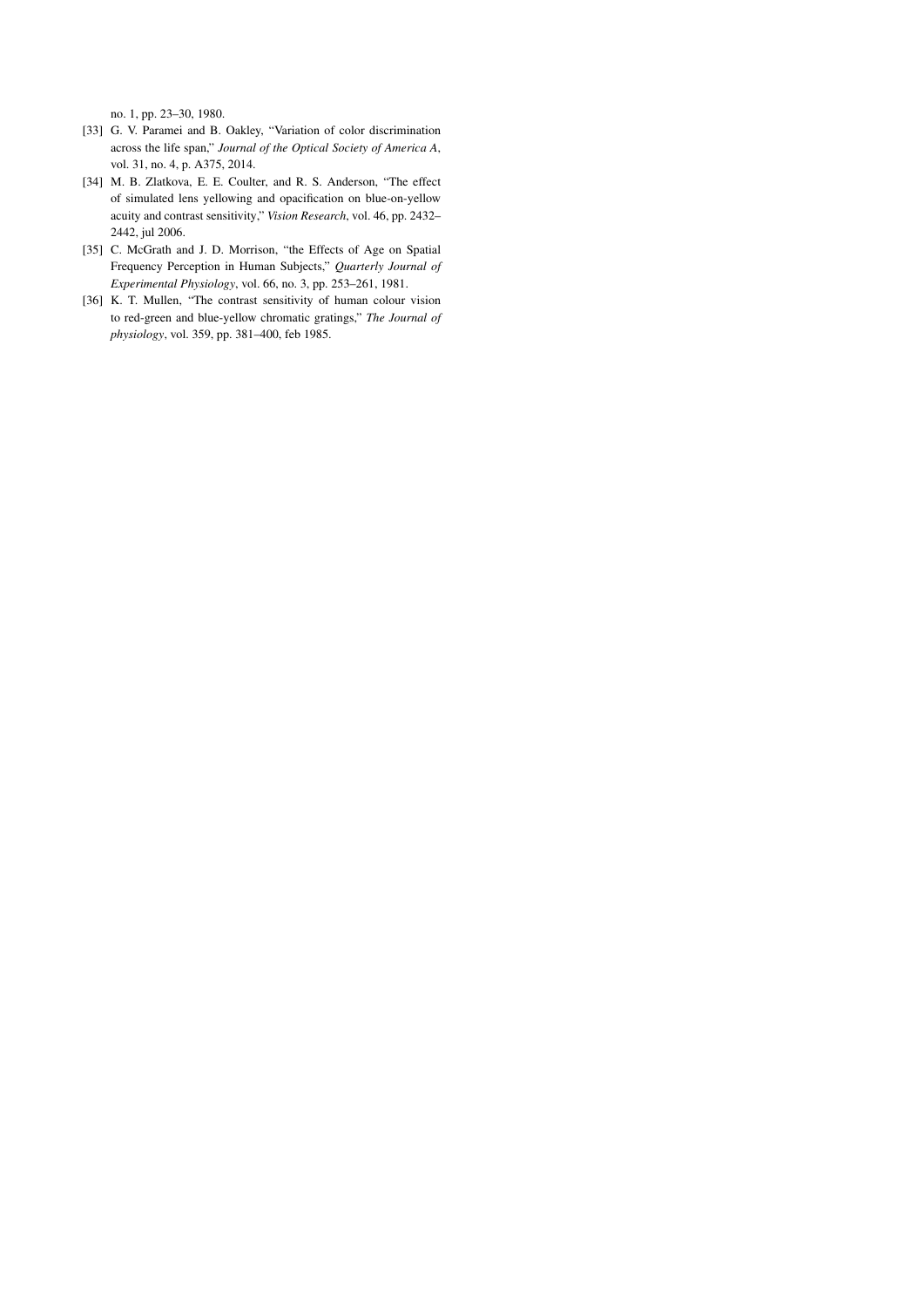no. 1, pp. 23–30, 1980.

[33] G. V. Paramei and B. Oakley, "Variation of color discrimination across the life span," *Journal of the Optical Society of America A*, vol. 31, no. 4, p. A375, 2014.

[34] M. B. Zlatkova, E. E. Coulter, and R. S. Anderson, "The effect of simulated lens yellowing and opacification on blue-on-yellow acuity and contrast sensitivity," *Vision Research*, vol. 46, pp. 2432–2442, jul 2006.

[35] C. McGrath and J. D. Morrison, "the Effects of Age on Spatial Frequency Perception in Human Subjects," *Quarterly Journal of Experimental Physiology*, vol. 66, no. 3, pp. 253–261, 1981.

[36] K. T. Mullen, "The contrast sensitivity of human colour vision to red-green and blue-yellow chromatic gratings," *The Journal of physiology*, vol. 359, pp. 381–400, feb 1985.